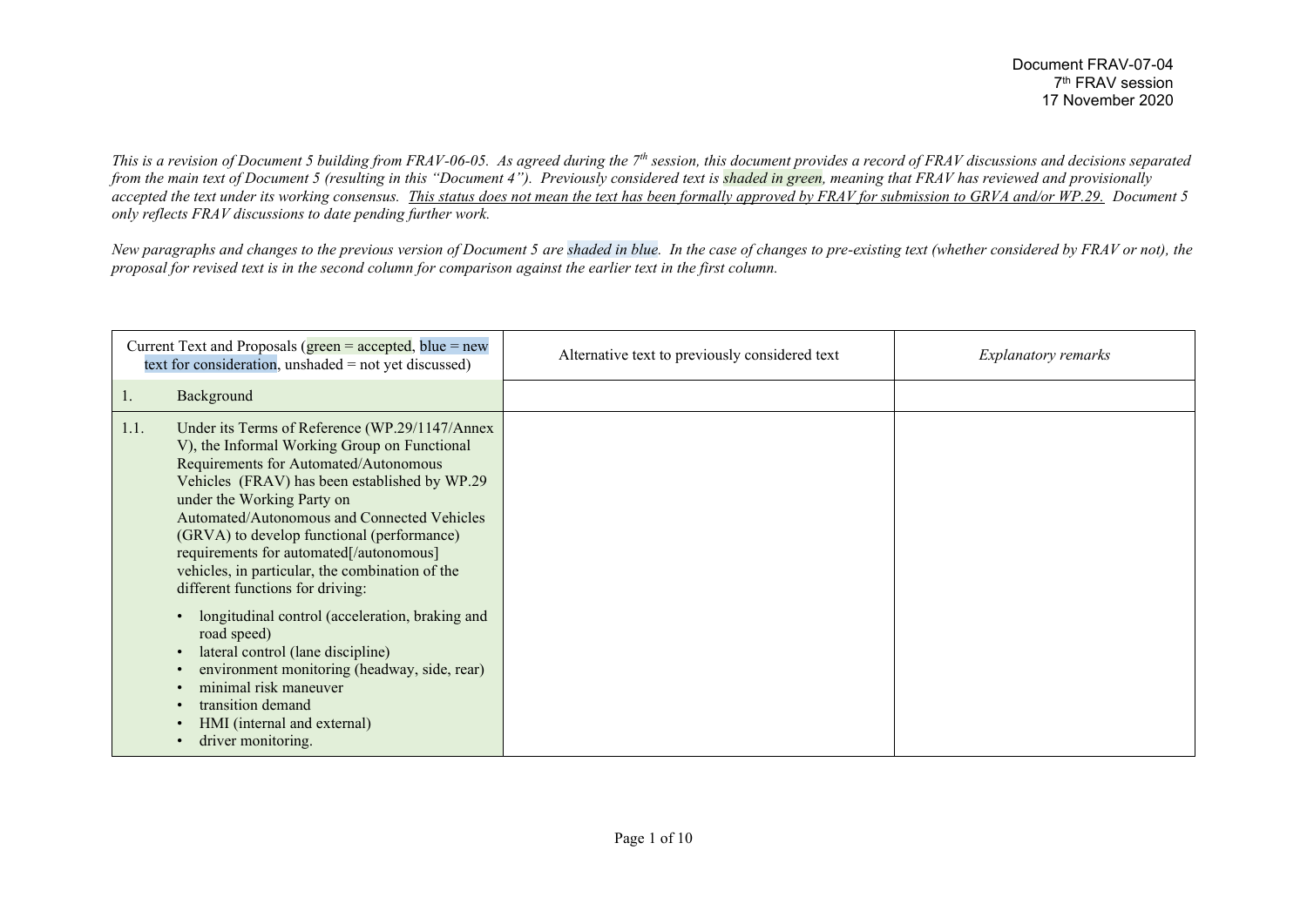Document FRAV-07-04
7th FRAV session
17 November 2020

*This is a revision of Document 5 building from FRAV-06-05. As agreed during the 7th session, this document provides a record of FRAV discussions and decisions separated from the main text of Document 5 (resulting in this "Document 4"). Previously considered text is shaded in green, meaning that FRAV has reviewed and provisionally accepted the text under its working consensus. <u>This status does not mean the text has been formally approved by FRAV for submission to GRVA and/or WP.29.</u> Document 5 only reflects FRAV discussions to date pending further work.*

*New paragraphs and changes to the previous version of Document 5 are shaded in blue. In the case of changes to pre-existing text (whether considered by FRAV or not), the proposal for revised text is in the second column for comparison against the earlier text in the first column.*

| Current Text and Proposals (green = accepted, blue = new text for consideration, unshaded = not yet discussed) | Alternative text to previously considered text | *Explanatory remarks* |
| --- | --- | --- |
| 1. Background | | |
| 1.1. Under its Terms of Reference (WP.29/1147/Annex V), the Informal Working Group on Functional Requirements for Automated/Autonomous Vehicles (FRAV) has been established by WP.29 under the Working Party on Automated/Autonomous and Connected Vehicles (GRVA) to develop functional (performance) requirements for automated[/autonomous] vehicles, in particular, the combination of the different functions for driving:<br>• longitudinal control (acceleration, braking and road speed)<br>• lateral control (lane discipline)<br>• environment monitoring (headway, side, rear)<br>• minimal risk maneuver<br>• transition demand<br>• HMI (internal and external)<br>• driver monitoring. | | |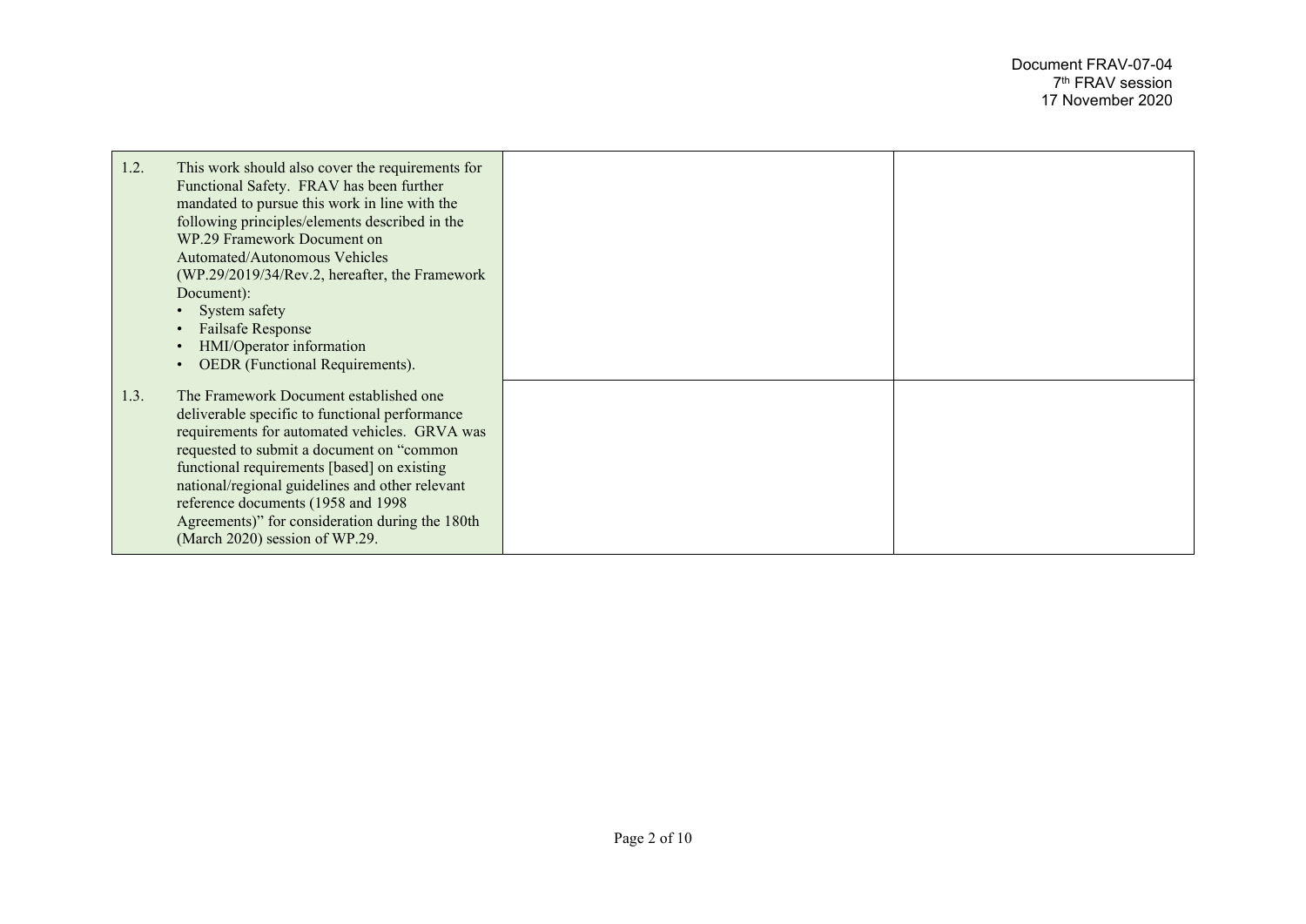| | | | |
|---|---|---|---|
| 1.2. | This work should also cover the requirements for Functional Safety. FRAV has been further mandated to pursue this work in line with the following principles/elements described in the WP.29 Framework Document on Automated/Autonomous Vehicles (WP.29/2019/34/Rev.2, hereafter, the Framework Document):<br>• System safety<br>• Failsafe Response<br>• HMI/Operator information<br>• OEDR (Functional Requirements). | | |
| 1.3. | The Framework Document established one deliverable specific to functional performance requirements for automated vehicles. GRVA was requested to submit a document on "common functional requirements [based] on existing national/regional guidelines and other relevant reference documents (1958 and 1998 Agreements)" for consideration during the 180th (March 2020) session of WP.29. | | |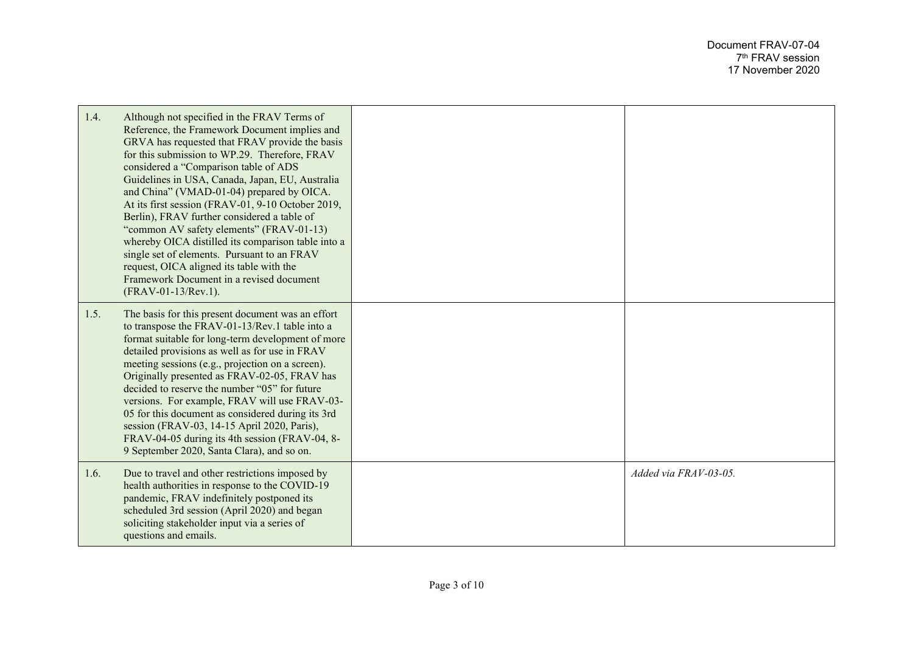| | | | |
|---|---|---|---|
| 1.4. | Although not specified in the FRAV Terms of Reference, the Framework Document implies and GRVA has requested that FRAV provide the basis for this submission to WP.29. Therefore, FRAV considered a "Comparison table of ADS Guidelines in USA, Canada, Japan, EU, Australia and China" (VMAD-01-04) prepared by OICA. At its first session (FRAV-01, 9-10 October 2019, Berlin), FRAV further considered a table of "common AV safety elements" (FRAV-01-13) whereby OICA distilled its comparison table into a single set of elements. Pursuant to an FRAV request, OICA aligned its table with the Framework Document in a revised document (FRAV-01-13/Rev.1). | | |
| 1.5. | The basis for this present document was an effort to transpose the FRAV-01-13/Rev.1 table into a format suitable for long-term development of more detailed provisions as well as for use in FRAV meeting sessions (e.g., projection on a screen). Originally presented as FRAV-02-05, FRAV has decided to reserve the number "05" for future versions. For example, FRAV will use FRAV-03-05 for this document as considered during its 3rd session (FRAV-03, 14-15 April 2020, Paris), FRAV-04-05 during its 4th session (FRAV-04, 8-9 September 2020, Santa Clara), and so on. | | |
| 1.6. | Due to travel and other restrictions imposed by health authorities in response to the COVID-19 pandemic, FRAV indefinitely postponed its scheduled 3rd session (April 2020) and began soliciting stakeholder input via a series of questions and emails. | | *Added via FRAV-03-05.* |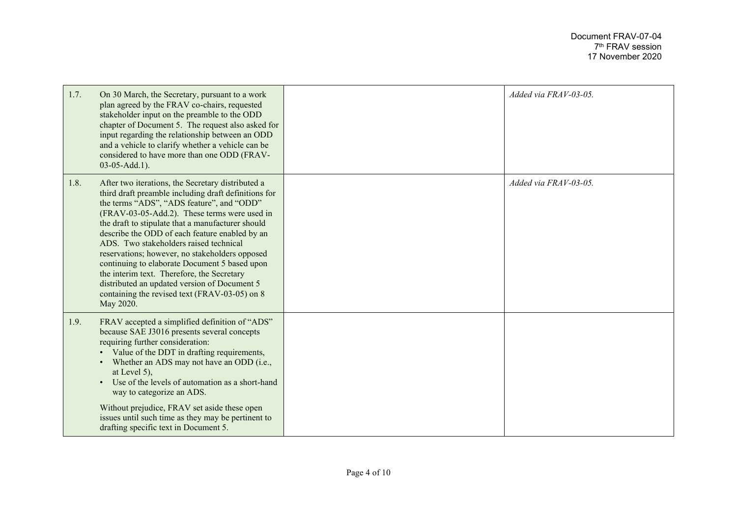| | | | |
|---|---|---|---|
| 1.7. | On 30 March, the Secretary, pursuant to a work plan agreed by the FRAV co-chairs, requested stakeholder input on the preamble to the ODD chapter of Document 5. The request also asked for input regarding the relationship between an ODD and a vehicle to clarify whether a vehicle can be considered to have more than one ODD (FRAV-03-05-Add.1). | | *Added via FRAV-03-05.* |
| 1.8. | After two iterations, the Secretary distributed a third draft preamble including draft definitions for the terms "ADS", "ADS feature", and "ODD" (FRAV-03-05-Add.2). These terms were used in the draft to stipulate that a manufacturer should describe the ODD of each feature enabled by an ADS. Two stakeholders raised technical reservations; however, no stakeholders opposed continuing to elaborate Document 5 based upon the interim text. Therefore, the Secretary distributed an updated version of Document 5 containing the revised text (FRAV-03-05) on 8 May 2020. | | *Added via FRAV-03-05.* |
| 1.9. | FRAV accepted a simplified definition of "ADS" because SAE J3016 presents several concepts requiring further consideration:<br>• Value of the DDT in drafting requirements,<br>• Whether an ADS may not have an ODD (i.e., at Level 5),<br>• Use of the levels of automation as a short-hand way to categorize an ADS.<br><br>Without prejudice, FRAV set aside these open issues until such time as they may be pertinent to drafting specific text in Document 5. | | |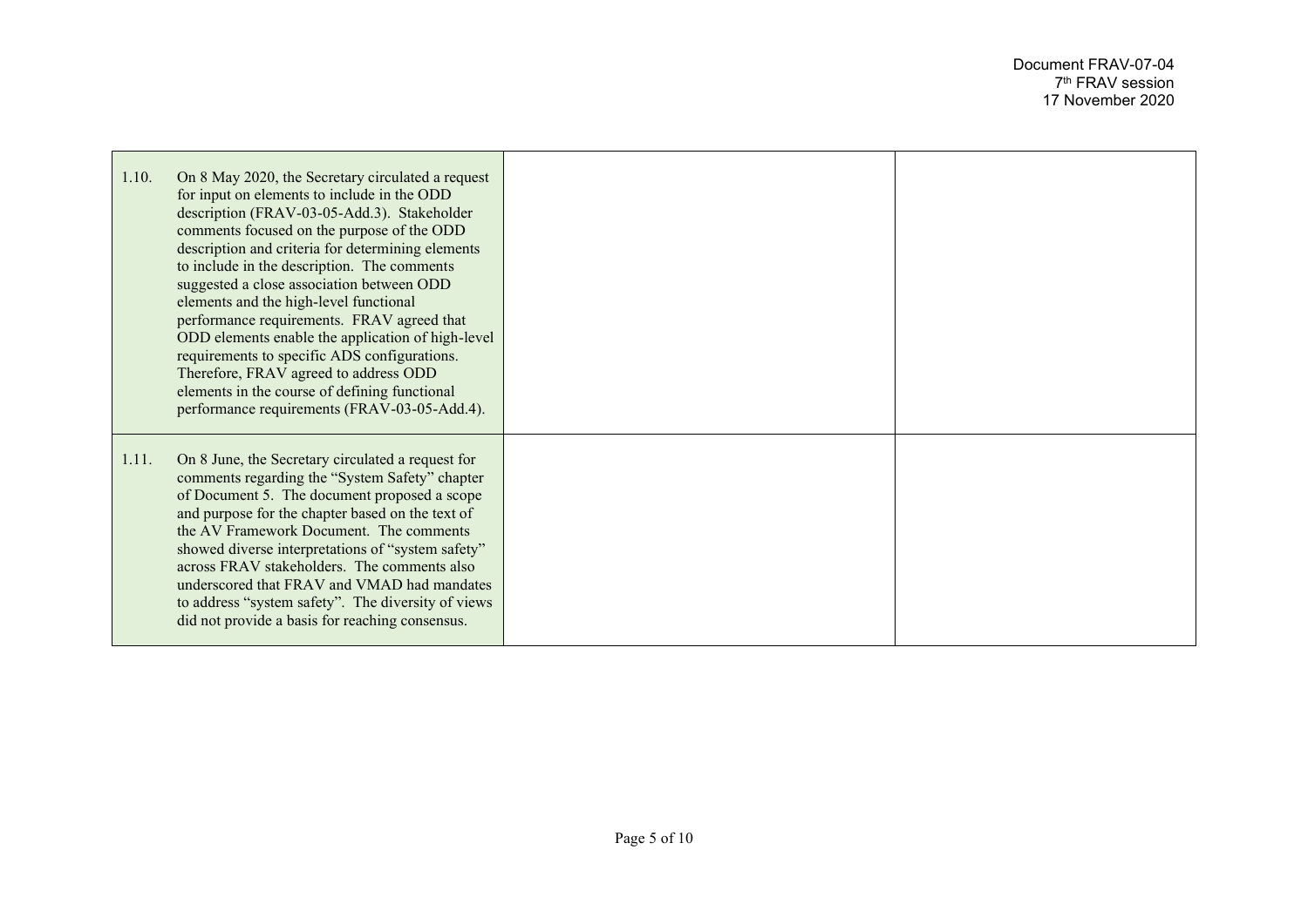| | | |
|---|---|---|
| 1.10. On 8 May 2020, the Secretary circulated a request for input on elements to include in the ODD description (FRAV-03-05-Add.3). Stakeholder comments focused on the purpose of the ODD description and criteria for determining elements to include in the description. The comments suggested a close association between ODD elements and the high-level functional performance requirements. FRAV agreed that ODD elements enable the application of high-level requirements to specific ADS configurations. Therefore, FRAV agreed to address ODD elements in the course of defining functional performance requirements (FRAV-03-05-Add.4). | | |
| 1.11. On 8 June, the Secretary circulated a request for comments regarding the "System Safety" chapter of Document 5. The document proposed a scope and purpose for the chapter based on the text of the AV Framework Document. The comments showed diverse interpretations of "system safety" across FRAV stakeholders. The comments also underscored that FRAV and VMAD had mandates to address "system safety". The diversity of views did not provide a basis for reaching consensus. | | |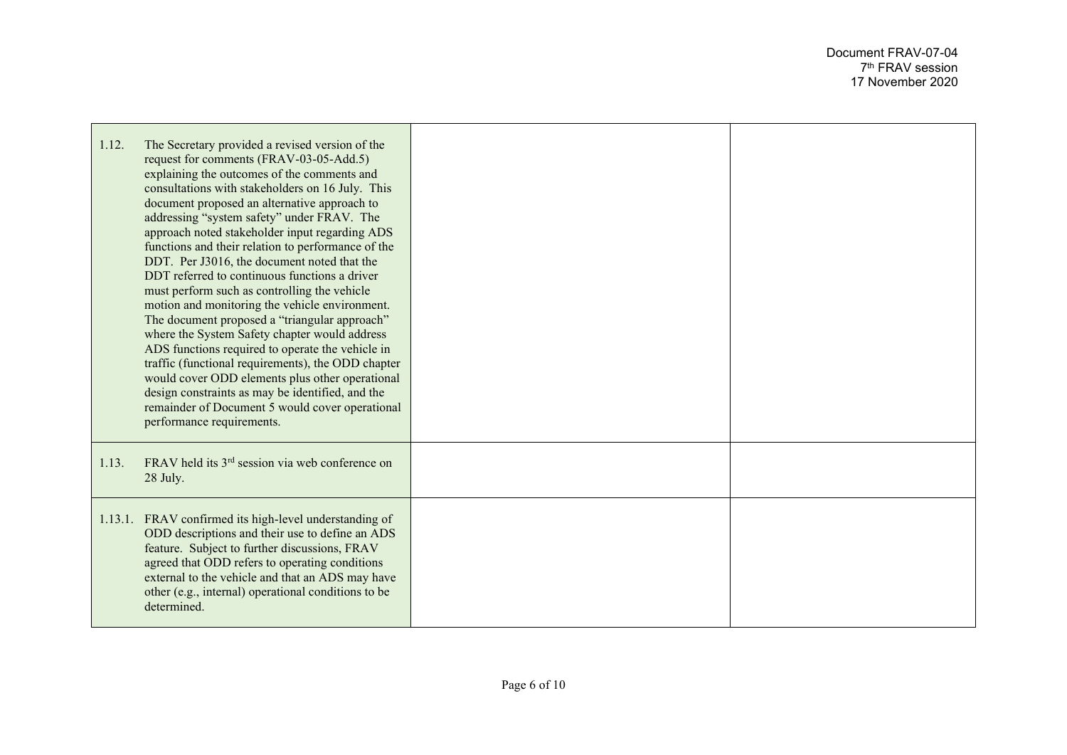| | | |
|---|---|---|
| 1.12. The Secretary provided a revised version of the request for comments (FRAV-03-05-Add.5) explaining the outcomes of the comments and consultations with stakeholders on 16 July. This document proposed an alternative approach to addressing "system safety" under FRAV. The approach noted stakeholder input regarding ADS functions and their relation to performance of the DDT. Per J3016, the document noted that the DDT referred to continuous functions a driver must perform such as controlling the vehicle motion and monitoring the vehicle environment. The document proposed a "triangular approach" where the System Safety chapter would address ADS functions required to operate the vehicle in traffic (functional requirements), the ODD chapter would cover ODD elements plus other operational design constraints as may be identified, and the remainder of Document 5 would cover operational performance requirements. | | |
| 1.13. FRAV held its 3rd session via web conference on 28 July. | | |
| 1.13.1. FRAV confirmed its high-level understanding of ODD descriptions and their use to define an ADS feature. Subject to further discussions, FRAV agreed that ODD refers to operating conditions external to the vehicle and that an ADS may have other (e.g., internal) operational conditions to be determined. | | |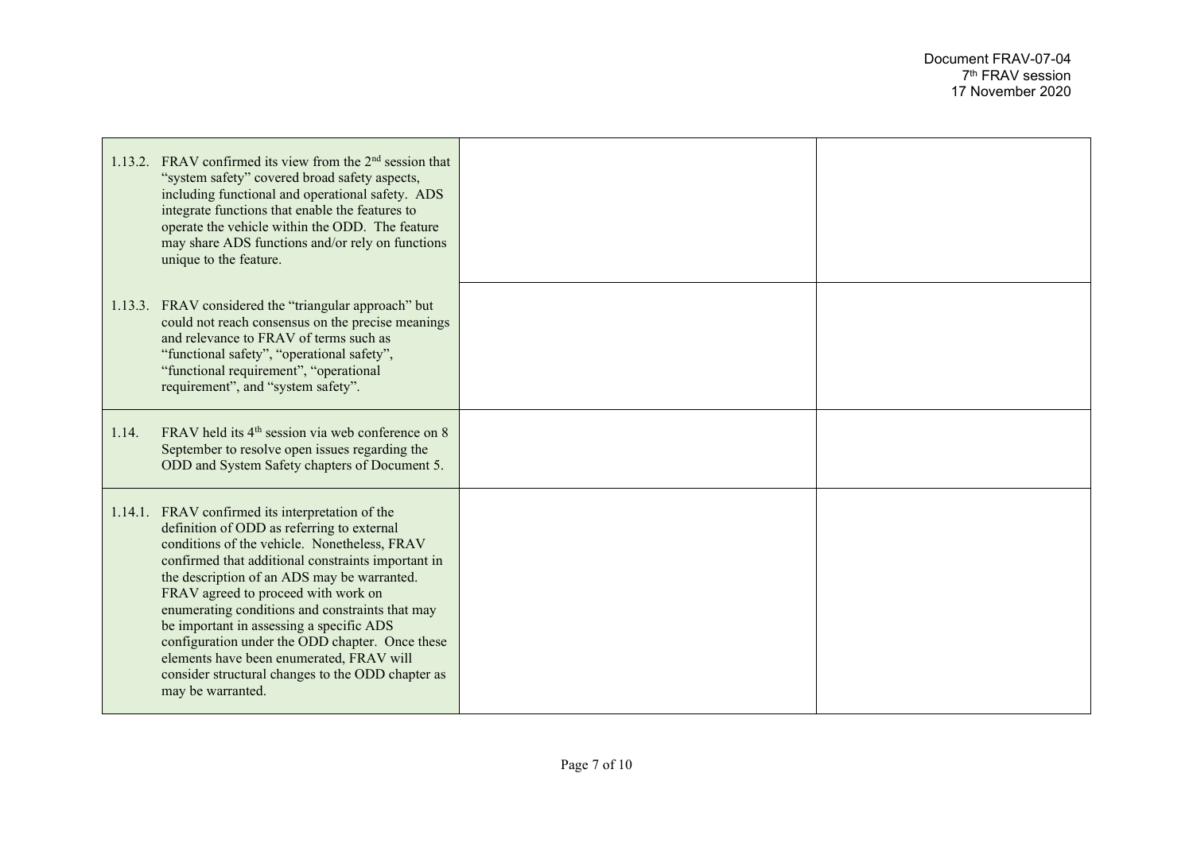| | | |
|---|---|---|
| 1.13.2. FRAV confirmed its view from the 2nd session that "system safety" covered broad safety aspects, including functional and operational safety. ADS integrate functions that enable the features to operate the vehicle within the ODD. The feature may share ADS functions and/or rely on functions unique to the feature. | | |
| 1.13.3. FRAV considered the "triangular approach" but could not reach consensus on the precise meanings and relevance to FRAV of terms such as "functional safety", "operational safety", "functional requirement", "operational requirement", and "system safety". | | |
| 1.14. FRAV held its 4th session via web conference on 8 September to resolve open issues regarding the ODD and System Safety chapters of Document 5. | | |
| 1.14.1. FRAV confirmed its interpretation of the definition of ODD as referring to external conditions of the vehicle. Nonetheless, FRAV confirmed that additional constraints important in the description of an ADS may be warranted. FRAV agreed to proceed with work on enumerating conditions and constraints that may be important in assessing a specific ADS configuration under the ODD chapter. Once these elements have been enumerated, FRAV will consider structural changes to the ODD chapter as may be warranted. | | |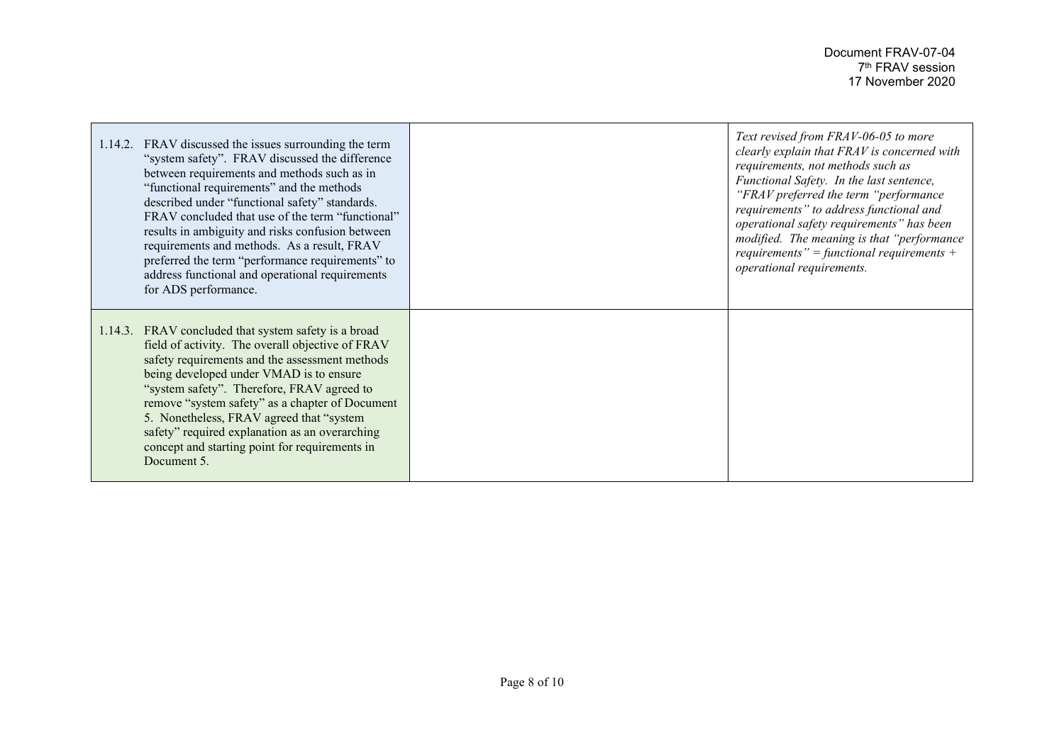| | | |
|---|---|---|
| 1.14.2. FRAV discussed the issues surrounding the term "system safety". FRAV discussed the difference between requirements and methods such as in "functional requirements" and the methods described under "functional safety" standards. FRAV concluded that use of the term "functional" results in ambiguity and risks confusion between requirements and methods. As a result, FRAV preferred the term "performance requirements" to address functional and operational requirements for ADS performance. | | *Text revised from FRAV-06-05 to more clearly explain that FRAV is concerned with requirements, not methods such as Functional Safety. In the last sentence, "FRAV preferred the term "performance requirements" to address functional and operational safety requirements" has been modified. The meaning is that "performance requirements" = functional requirements + operational requirements.* |
| 1.14.3. FRAV concluded that system safety is a broad field of activity. The overall objective of FRAV safety requirements and the assessment methods being developed under VMAD is to ensure "system safety". Therefore, FRAV agreed to remove "system safety" as a chapter of Document 5. Nonetheless, FRAV agreed that "system safety" required explanation as an overarching concept and starting point for requirements in Document 5. | | |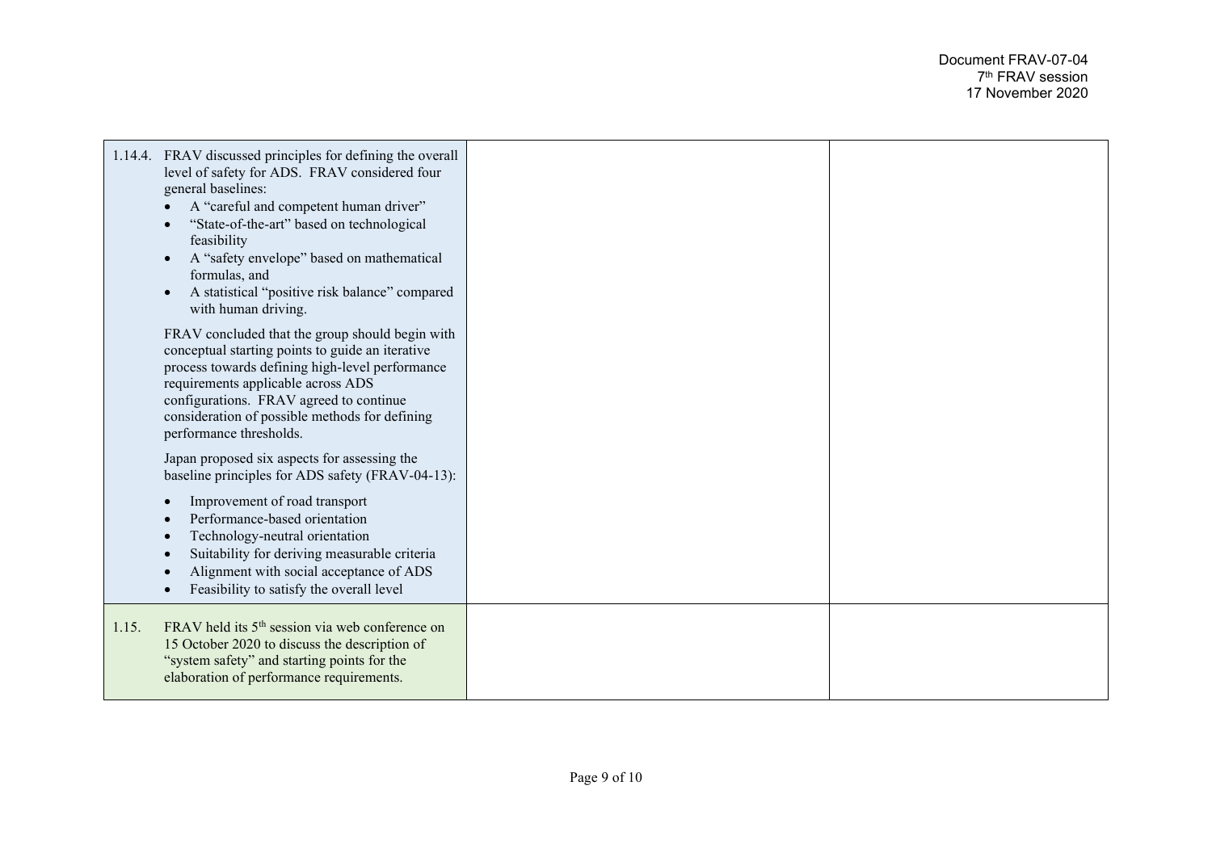| | | |
|---|---|---|
| 1.14.4. FRAV discussed principles for defining the overall level of safety for ADS. FRAV considered four general baselines:<br>• A "careful and competent human driver"<br>• "State-of-the-art" based on technological feasibility<br>• A "safety envelope" based on mathematical formulas, and<br>• A statistical "positive risk balance" compared with human driving.<br><br>FRAV concluded that the group should begin with conceptual starting points to guide an iterative process towards defining high-level performance requirements applicable across ADS configurations. FRAV agreed to continue consideration of possible methods for defining performance thresholds.<br><br>Japan proposed six aspects for assessing the baseline principles for ADS safety (FRAV-04-13):<br>• Improvement of road transport<br>• Performance-based orientation<br>• Technology-neutral orientation<br>• Suitability for deriving measurable criteria<br>• Alignment with social acceptance of ADS<br>• Feasibility to satisfy the overall level | | |
| 1.15. FRAV held its 5th session via web conference on 15 October 2020 to discuss the description of "system safety" and starting points for the elaboration of performance requirements. | | |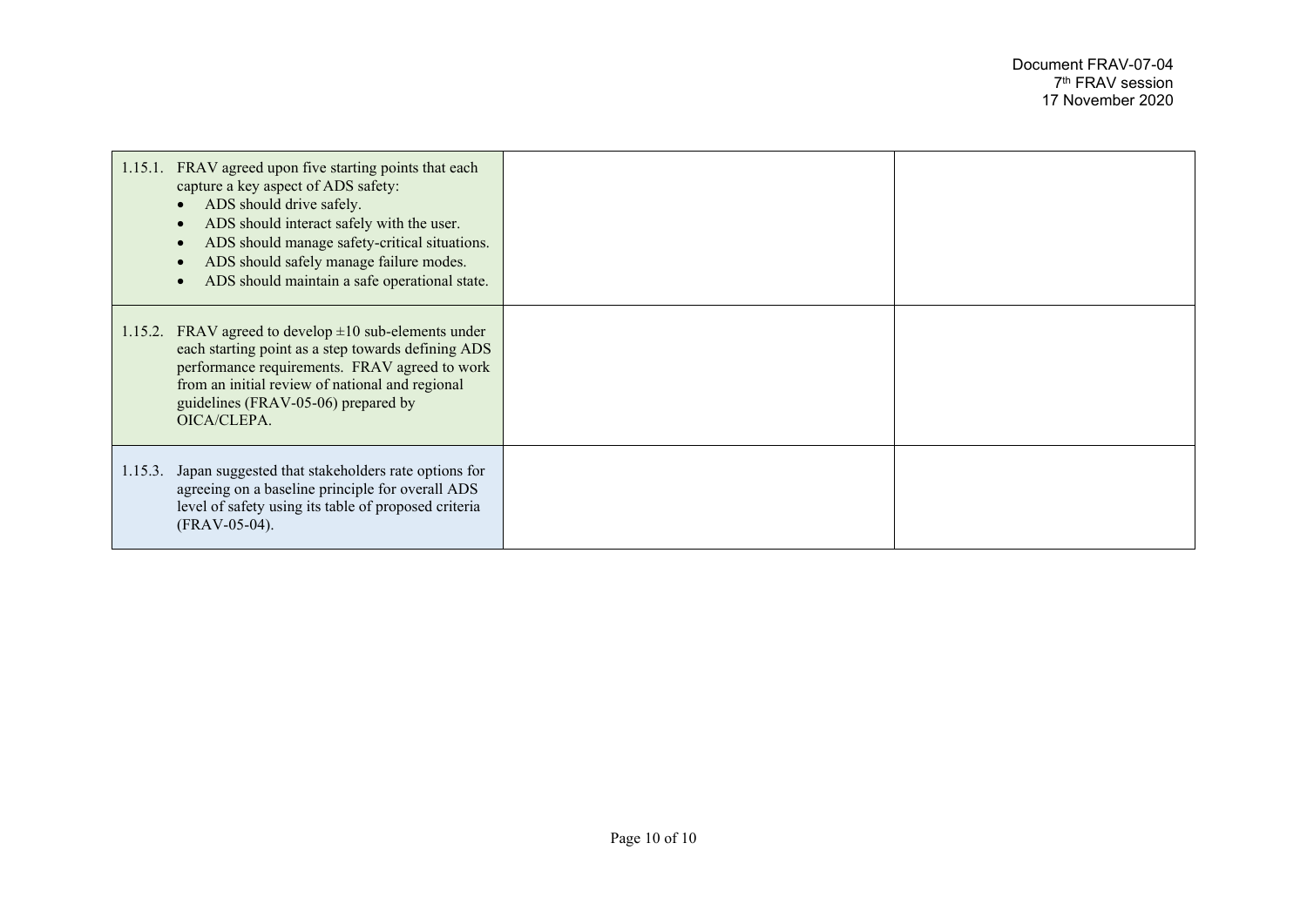| | | |
|---|---|---|
| 1.15.1. FRAV agreed upon five starting points that each capture a key aspect of ADS safety:<br>• ADS should drive safely.<br>• ADS should interact safely with the user.<br>• ADS should manage safety-critical situations.<br>• ADS should safely manage failure modes.<br>• ADS should maintain a safe operational state. | | |
| 1.15.2. FRAV agreed to develop ±10 sub-elements under each starting point as a step towards defining ADS performance requirements. FRAV agreed to work from an initial review of national and regional guidelines (FRAV-05-06) prepared by OICA/CLEPA. | | |
| 1.15.3. Japan suggested that stakeholders rate options for agreeing on a baseline principle for overall ADS level of safety using its table of proposed criteria (FRAV-05-04). | | |